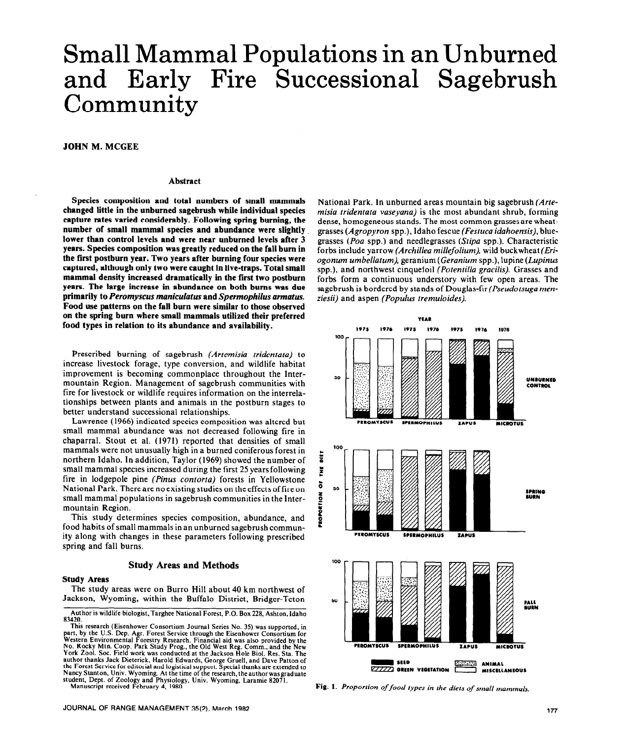# Small Mammal Populations in an Unburned and Early Fire Successional Sagebrush Community

**JOHN M. MCGEE**

## Abstract

**Species composition and total numbers of small mammals changed little in the unburned sagebrush while individual species capture rates varied considerably. Following spring burning, the number of small mammal species and abundance were slightly lower than control levels and were near unburned levels after 3 years. Species composition was greatly reduced on the fall burn in the first postburn year. Two years after burning four species were captured, although only two were caught in live-traps. Total small mammal density increased dramatically in the first two postburn years. The large increase in abundance on both burns was due primarily to *Peromyscus maniculatus* and *Spermophilus armatus*. Food use patterns on the fall burn were similar to those observed on the spring burn where small mammals utilized their preferred food types in relation to its abundance and availability.**

Prescribed burning of sagebrush *(Artemisia tridentata)* to increase livestock forage, type conversion, and wildlife habitat improvement is becoming commonplace throughout the Intermountain Region. Management of sagebrush communities with fire for livestock or wildlife requires information on the interrelationships between plants and animals in the postburn stages to better understand successional relationships.

Lawrence (1966) indicated species composition was altered but small mammal abundance was not decreased following fire in chaparral. Stout et al. (1971) reported that densities of small mammals were not unusually high in a burned coniferous forest in northern Idaho. In addition, Taylor (1969) showed the number of small mammal species increased during the first 25 years following fire in lodgepole pine *(Pinus contorta)* forests in Yellowstone National Park. There are no existing studies on the effects of fire on small mammal populations in sagebrush communities in the Intermountain Region.

This study determines species composition, abundance, and food habits of small mammals in an unburned sagebrush community along with changes in these parameters following prescribed spring and fall burns.

## Study Areas and Methods

### Study Areas

The study areas were on Burro Hill about 40 km northwest of Jackson, Wyoming, within the Buffalo District, Bridger-Teton National Park. In unburned areas mountain big sagebrush *(Artemisia tridentata vaseyana)* is the most abundant shrub, forming dense, homogeneous stands. The most common grasses are wheatgrasses *(Agropyron* spp.), Idaho fescue *(Festuca idahoensis)*, bluegrasses *(Poa* spp.) and needlegrasses *(Stipa* spp.). Characteristic forbs include yarrow *(Archillea millefolium)*, wild buckwheat *(Eriogonum umbellatum)*, geranium *(Geranium* spp.), lupine *(Lupinus* spp.), and northwest cinquefoil *(Potentilla gracilis)*. Grasses and forbs form a continuous understory with few open areas. The sagebrush is bordered by stands of Douglas-fir *(Pseudotsuga menziesii)* and aspen *(Populus tremuloides)*.

**Fig. 1.** *Proportion of food types in the diets of small mammals.*

Author is wildlife biologist, Targhee National Forest, P.O. Box 228, Ashton, Idaho 83420.

This research (Eisenhower Consortium Journal Series No. 35) was supported, in part, by the U.S. Dep. Agr. Forest Service through the Eisenhower Consortium for Western Environmental Forestry Research. Financial aid was also provided by the No. Rocky Mtn. Coop. Park Study Prog., the Old West Reg. Comm., and the New York Zool. Soc. Field work was conducted at the Jackson Hole Biol. Res. Sta. The author thanks Jack Dieterick, Harold Edwards, George Gruell, and Dave Patton of the Forest Service for editorial and logistical support. Special thanks are extended to Nancy Stanton, Univ. Wyoming. At the time of the research, the author was graduate student, Dept. of Zoology and Physiology, Univ. Wyoming, Laramie 82071.

Manuscript received February 4, 1980.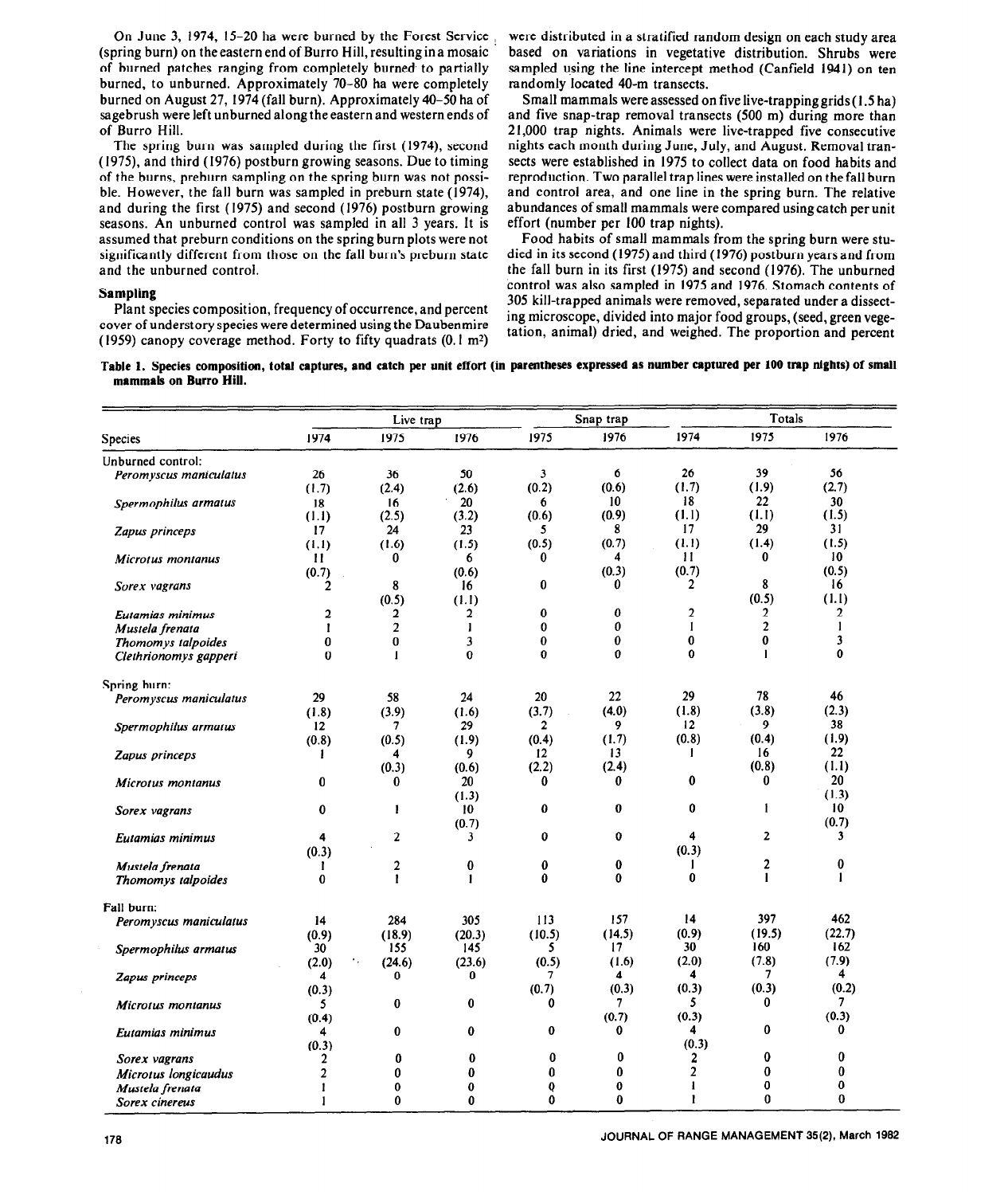On June 3, 1974, 15–20 ha were burned by the Forest Service (spring burn) on the eastern end of Burro Hill, resulting in a mosaic of burned patches ranging from completely burned to partially burned, to unburned. Approximately 70–80 ha were completely burned on August 27, 1974 (fall burn). Approximately 40–50 ha of sagebrush were left unburned along the eastern and western ends of Burro Hill.

The spring burn was sampled during the first (1974), second (1975), and third (1976) postburn growing seasons. Due to timing of the burns, preburn sampling on the spring burn was not possible. However, the fall burn was sampled in preburn state (1974), and during the first (1975) and second (1976) postburn growing seasons. An unburned control was sampled in all 3 years. It is assumed that preburn conditions on the spring burn plots were not significantly different from those on the fall burn's preburn state and the unburned control.

## Sampling

Plant species composition, frequency of occurrence, and percent cover of understory species were determined using the Daubenmire (1959) canopy coverage method. Forty to fifty quadrats (0.1 m²) were distributed in a stratified random design on each study area based on variations in vegetative distribution. Shrubs were sampled using the line intercept method (Canfield 1941) on ten randomly located 40-m transects.

Small mammals were assessed on five live-trapping grids (1.5 ha) and five snap-trap removal transects (500 m) during more than 21,000 trap nights. Animals were live-trapped five consecutive nights each month during June, July, and August. Removal transects were established in 1975 to collect data on food habits and reproduction. Two parallel trap lines were installed on the fall burn and control area, and one line in the spring burn. The relative abundances of small mammals were compared using catch per unit effort (number per 100 trap nights).

Food habits of small mammals from the spring burn were studied in its second (1975) and third (1976) postburn years and from the fall burn in its first (1975) and second (1976). The unburned control was also sampled in 1975 and 1976. Stomach contents of 305 kill-trapped animals were removed, separated under a dissecting microscope, divided into major food groups, (seed, green vegetation, animal) dried, and weighed. The proportion and percent

**Table 1. Species composition, total captures, and catch per unit effort (in parentheses expressed as number captured per 100 trap nights) of small mammals on Burro Hill.**

| Species | Live trap | | | Snap trap | | Totals | | |
|---|---|---|---|---|---|---|---|---|
| | 1974 | 1975 | 1976 | 1975 | 1976 | 1974 | 1975 | 1976 |
| **Unburned control:** | | | | | | | | |
| *Peromyscus maniculatus* | 26 (1.7) | 36 (2.4) | 50 (2.6) | 3 (0.2) | 6 (0.6) | 26 (1.7) | 39 (1.9) | 56 (2.7) |
| *Spermophilus armatus* | 18 (1.1) | 16 (2.5) | 20 (3.2) | 6 (0.6) | 10 (0.9) | 18 (1.1) | 22 (1.1) | 30 (1.5) |
| *Zapus princeps* | 17 (1.1) | 24 (1.6) | 23 (1.5) | 5 (0.5) | 8 (0.7) | 17 (1.1) | 29 (1.4) | 31 (1.5) |
| *Microtus montanus* | 11 (0.7) | 0 | 6 (0.6) | 0 | 4 (0.3) | 11 (0.7) | 0 | 10 (0.5) |
| *Sorex vagrans* | 2 | 8 (0.5) | 16 (1.1) | 0 | 0 | 2 | 8 (0.5) | 16 (1.1) |
| *Eutamias minimus* | 2 | 2 | 2 | 0 | 0 | 2 | 2 | 2 |
| *Mustela frenata* | 1 | 2 | 1 | 0 | 0 | 1 | 2 | 1 |
| *Thomomys talpoides* | 0 | 0 | 3 | 0 | 0 | 0 | 0 | 3 |
| *Clethrionomys gapperi* | 0 | 1 | 0 | 0 | 0 | 0 | 1 | 0 |
| **Spring burn:** | | | | | | | | |
| *Peromyscus maniculatus* | 29 (1.8) | 58 (3.9) | 24 (1.6) | 20 (3.7) | 22 (4.0) | 29 (1.8) | 78 (3.8) | 46 (2.3) |
| *Spermophilus armatus* | 12 (0.8) | 7 (0.5) | 29 (1.9) | 2 (0.4) | 9 (1.7) | 12 (0.8) | 9 (0.4) | 38 (1.9) |
| *Zapus princeps* | 1 | 4 (0.3) | 9 (0.6) | 12 (2.2) | 13 (2.4) | 1 | 16 (0.8) | 22 (1.1) |
| *Microtus montanus* | 0 | 0 | 20 (1.3) | 0 | 0 | 0 | 0 | 20 (1.3) |
| *Sorex vagrans* | 0 | 1 | 10 (0.7) | 0 | 0 | 0 | 1 | 10 (0.7) |
| *Eutamias minimus* | 4 (0.3) | 2 | 3 | 0 | 0 | 4 (0.3) | 2 | 3 |
| *Mustela frenata* | 1 | 2 | 0 | 0 | 0 | 1 | 2 | 0 |
| *Thomomys talpoides* | 0 | 1 | 1 | 0 | 0 | 0 | 1 | 1 |
| **Fall burn:** | | | | | | | | |
| *Peromyscus maniculatus* | 14 (0.9) | 284 (18.9) | 305 (20.3) | 113 (10.5) | 157 (14.5) | 14 (0.9) | 397 (19.5) | 462 (22.7) |
| *Spermophilus armatus* | 30 (2.0) | 155 (24.6) | 145 (23.6) | 5 (0.5) | 17 (1.6) | 30 (2.0) | 160 (7.8) | 162 (7.9) |
| *Zapus princeps* | 4 (0.3) | 0 | 0 | 7 (0.7) | 4 (0.3) | 4 (0.3) | 7 (0.3) | 4 (0.2) |
| *Microtus montanus* | 5 (0.4) | 0 | 0 | 0 | 7 (0.7) | 5 (0.3) | 0 | 7 (0.3) |
| *Eutamias minimus* | 4 (0.3) | 0 | 0 | 0 | 0 | 4 (0.3) | 0 | 0 |
| *Sorex vagrans* | 2 | 0 | 0 | 0 | 0 | 2 | 0 | 0 |
| *Microtus longicaudus* | 2 | 0 | 0 | 0 | 0 | 2 | 0 | 0 |
| *Mustela frenata* | 1 | 0 | 0 | 0 | 0 | 1 | 0 | 0 |
| *Sorex cinereus* | 1 | 0 | 0 | 0 | 0 | 1 | 0 | 0 |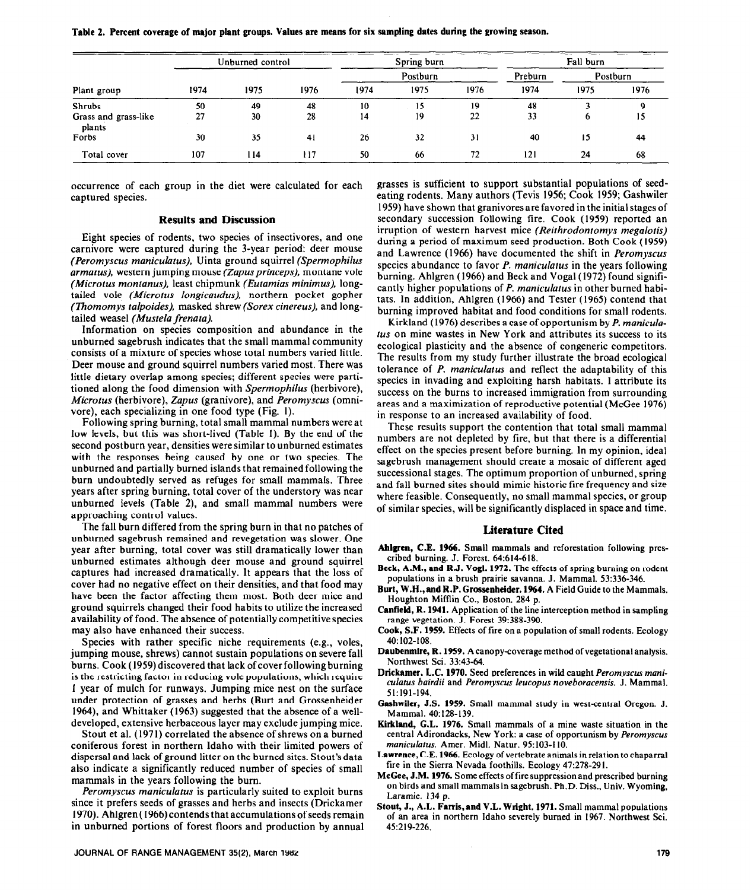**Table 2. Percent coverage of major plant groups. Values are means for six sampling dates during the growing season.**

| Plant group | Unburned control | | | Spring burn | | | Fall burn | | |
|---|---|---|---|---|---|---|---|---|---|
| | | | | Postburn | | | Preburn | Postburn | |
| | 1974 | 1975 | 1976 | 1974 | 1975 | 1976 | 1974 | 1975 | 1976 |
| Shrubs | 50 | 49 | 48 | 10 | 15 | 19 | 48 | 3 | 9 |
| Grass and grass-like plants | 27 | 30 | 28 | 14 | 19 | 22 | 33 | 6 | 15 |
| Forbs | 30 | 35 | 41 | 26 | 32 | 31 | 40 | 15 | 44 |
| Total cover | 107 | 114 | 117 | 50 | 66 | 72 | 121 | 24 | 68 |

occurrence of each group in the diet were calculated for each captured species.

## Results and Discussion

Eight species of rodents, two species of insectivores, and one carnivore were captured during the 3-year period: deer mouse *(Peromyscus maniculatus)*, Uinta ground squirrel *(Spermophilus armatus)*, western jumping mouse *(Zapus princeps)*, montane vole *(Microtus montanus)*, least chipmunk *(Eutamias minimus)*, long-tailed vole *(Microtus longicaudus)*, northern pocket gopher *(Thomomys talpoides)*, masked shrew *(Sorex cinereus)*, and long-tailed weasel *(Mustela frenata)*.

Information on species composition and abundance in the unburned sagebrush indicates that the small mammal community consists of a mixture of species whose total numbers varied little. Deer mouse and ground squirrel numbers varied most. There was little dietary overlap among species; different species were partitioned along the food dimension with *Spermophilus* (herbivore), *Microtus* (herbivore), *Zapus* (granivore), and *Peromyscus* (omnivore), each specializing in one food type (Fig. 1).

Following spring burning, total small mammal numbers were at low levels, but this was short-lived (Table 1). By the end of the second postburn year, densities were similar to unburned estimates with the responses being caused by one or two species. The unburned and partially burned islands that remained following the burn undoubtedly served as refuges for small mammals. Three years after spring burning, total cover of the understory was near unburned levels (Table 2), and small mammal numbers were approaching control values.

The fall burn differed from the spring burn in that no patches of unburned sagebrush remained and revegetation was slower. One year after burning, total cover was still dramatically lower than unburned estimates although deer mouse and ground squirrel captures had increased dramatically. It appears that the loss of cover had no negative effect on their densities, and that food may have been the factor affecting them most. Both deer mice and ground squirrels changed their food habits to utilize the increased availability of food. The absence of potentially competitive species may also have enhanced their success.

Species with rather specific niche requirements (e.g., voles, jumping mouse, shrews) cannot sustain populations on severe fall burns. Cook (1959) discovered that lack of cover following burning is the restricting factor in reducing vole populations, which require 1 year of mulch for runways. Jumping mice nest on the surface under protection of grasses and herbs (Burt and Grossenheider 1964), and Whittaker (1963) suggested that the absence of a well-developed, extensive herbaceous layer may exclude jumping mice.

Stout et al. (1971) correlated the absence of shrews on a burned coniferous forest in northern Idaho with their limited powers of dispersal and lack of ground litter on the burned sites. Stout's data also indicate a significantly reduced number of species of small mammals in the years following the burn.

*Peromyscus maniculatus* is particularly suited to exploit burns since it prefers seeds of grasses and herbs and insects (Drickamer 1970). Ahlgren (1966) contends that accumulations of seeds remain in unburned portions of forest floors and production by annual grasses is sufficient to support substantial populations of seed-eating rodents. Many authors (Tevis 1956; Cook 1959; Gashwiler 1959) have shown that granivores are favored in the initial stages of secondary succession following fire. Cook (1959) reported an irruption of western harvest mice *(Reithrodontomys megalotis)* during a period of maximum seed production. Both Cook (1959) and Lawrence (1966) have documented the shift in *Peromyscus* species abundance to favor *P. maniculatus* in the years following burning. Ahlgren (1966) and Beck and Vogal (1972) found significantly higher populations of *P. maniculatus* in other burned habitats. In addition, Ahlgren (1966) and Tester (1965) contend that burning improved habitat and food conditions for small rodents.

Kirkland (1976) describes a case of opportunism by *P. maniculatus* on mine wastes in New York and attributes its success to its ecological plasticity and the absence of congeneric competitors. The results from my study further illustrate the broad ecological tolerance of *P. maniculatus* and reflect the adaptability of this species in invading and exploiting harsh habitats. I attribute its success on the burns to increased immigration from surrounding areas and a maximization of reproductive potential (McGee 1976) in response to an increased availability of food.

These results support the contention that total small mammal numbers are not depleted by fire, but that there is a differential effect on the species present before burning. In my opinion, ideal sagebrush management should create a mosaic of different aged successional stages. The optimum proportion of unburned, spring and fall burned sites should mimic historic fire frequency and size where feasible. Consequently, no small mammal species, or group of similar species, will be significantly displaced in space and time.

## Literature Cited

**Ahlgren, C.E. 1966.** Small mammals and reforestation following prescribed burning. J. Forest. 64:614-618.

**Beck, A.M., and R.J. Vogl. 1972.** The effects of spring burning on rodent populations in a brush prairie savanna. J. Mammal. 53:336-346.

**Burt, W.H., and R.P. Grossenheider. 1964.** A Field Guide to the Mammals. Houghton Mifflin Co., Boston. 284 p.

**Canfield, R. 1941.** Application of the line interception method in sampling range vegetation. J. Forest 39:388-390.

**Cook, S.F. 1959.** Effects of fire on a population of small rodents. Ecology 40:102-108.

**Daubenmire, R. 1959.** A canopy-coverage method of vegetational analysis. Northwest Sci. 33:43-64.

**Drickamer. L.C. 1970.** Seed preferences in wild caught *Peromyscus maniculatus bairdii* and *Peromyscus leucopus noveboracensis*. J. Mammal. 51:191-194.

**Gashwiler, J.S. 1959.** Small mammal study in west-central Oregon. J. Mammal. 40:128-139.

**Kirkland, G.L. 1976.** Small mammals of a mine waste situation in the central Adirondacks, New York: a case of opportunism by *Peromyscus maniculatus*. Amer. Midl. Natur. 95:103-110.

**Lawrence, C.E. 1966.** Ecology of vertebrate animals in relation to chaparral fire in the Sierra Nevada foothills. Ecology 47:278-291.

**McGee, J.M. 1976.** Some effects of fire suppression and prescribed burning on birds and small mammals in sagebrush. Ph.D. Diss., Univ. Wyoming, Laramie. 134 p.

**Stout, J., A.L. Farris, and V.L. Wright. 1971.** Small mammal populations of an area in northern Idaho severely burned in 1967. Northwest Sci. 45:219-226.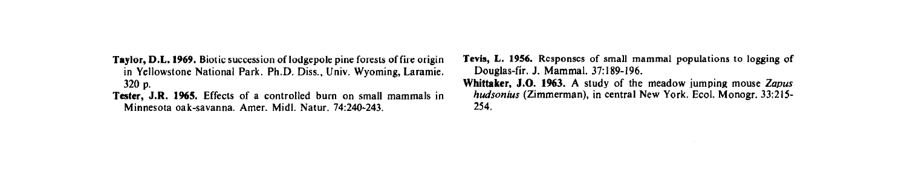**Taylor, D.L. 1969.** Biotic succession of lodgepole pine forests of fire origin in Yellowstone National Park. Ph.D. Diss., Univ. Wyoming, Laramie. 320 p.

**Tester, J.R. 1965.** Effects of a controlled burn on small mammals in Minnesota oak-savanna. Amer. Midl. Natur. 74:240-243.

**Tevis, L. 1956.** Responses of small mammal populations to logging of Douglas-fir. J. Mammal. 37:189-196.

**Whittaker, J.O. 1963.** A study of the meadow jumping mouse *Zapus hudsonius* (Zimmerman), in central New York. Ecol. Monogr. 33:215-254.